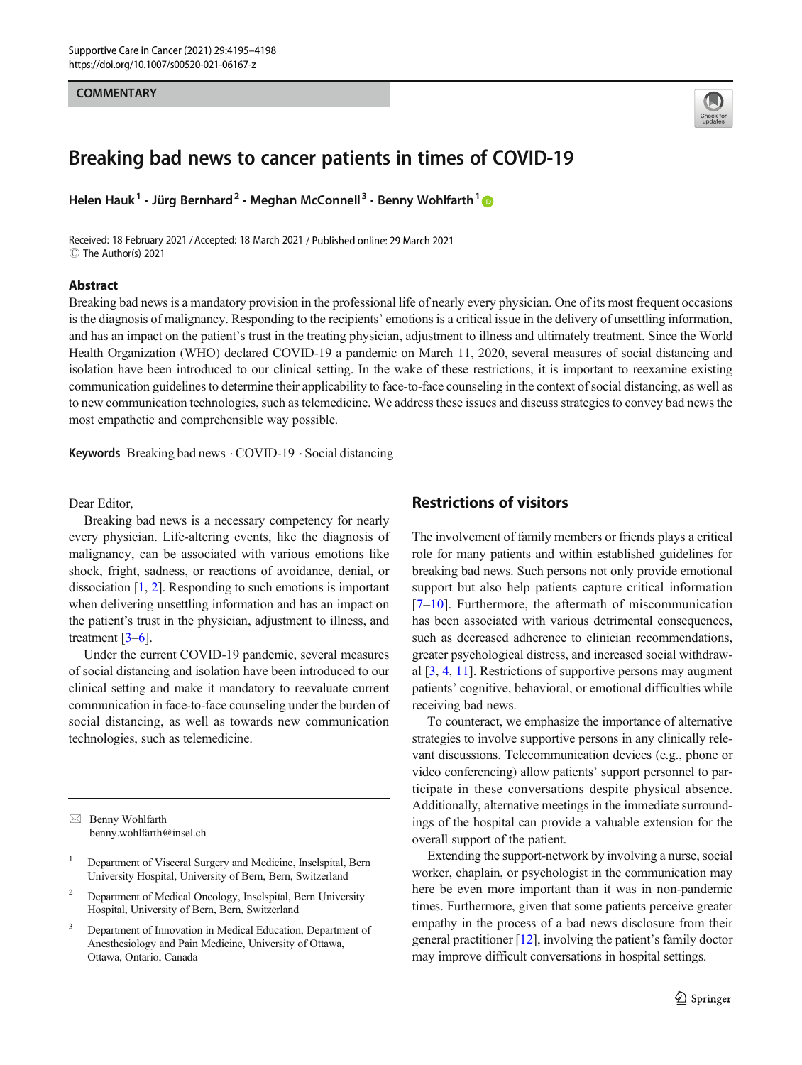COMMENTARY

# Breaking bad news to cancer patients in times of COVID-19

Helen Hauk[1] · Jürg Bernhard[2] · Meghan McConnell[3] · Benny Wohlfarth[1]

Received: 18 February 2021 / Accepted: 18 March 2021 / Published online: 29 March 2021
© The Author(s) 2021

## Abstract

Breaking bad news is a mandatory provision in the professional life of nearly every physician. One of its most frequent occasions is the diagnosis of malignancy. Responding to the recipients' emotions is a critical issue in the delivery of unsettling information, and has an impact on the patient's trust in the treating physician, adjustment to illness and ultimately treatment. Since the World Health Organization (WHO) declared COVID-19 a pandemic on March 11, 2020, several measures of social distancing and isolation have been introduced to our clinical setting. In the wake of these restrictions, it is important to reexamine existing communication guidelines to determine their applicability to face-to-face counseling in the context of social distancing, as well as to new communication technologies, such as telemedicine. We address these issues and discuss strategies to convey bad news the most empathetic and comprehensible way possible.

**Keywords** Breaking bad news · COVID-19 · Social distancing

Dear Editor,

Breaking bad news is a necessary competency for nearly every physician. Life-altering events, like the diagnosis of malignancy, can be associated with various emotions like shock, fright, sadness, or reactions of avoidance, denial, or dissociation [1, 2]. Responding to such emotions is important when delivering unsettling information and has an impact on the patient's trust in the physician, adjustment to illness, and treatment [3–6].

Under the current COVID-19 pandemic, several measures of social distancing and isolation have been introduced to our clinical setting and make it mandatory to reevaluate current communication in face-to-face counseling under the burden of social distancing, as well as towards new communication technologies, such as telemedicine.

✉ Benny Wohlfarth
benny.wohlfarth@insel.ch

[1] Department of Visceral Surgery and Medicine, Inselspital, Bern University Hospital, University of Bern, Bern, Switzerland

[2] Department of Medical Oncology, Inselspital, Bern University Hospital, University of Bern, Bern, Switzerland

[3] Department of Innovation in Medical Education, Department of Anesthesiology and Pain Medicine, University of Ottawa, Ottawa, Ontario, Canada

## Restrictions of visitors

The involvement of family members or friends plays a critical role for many patients and within established guidelines for breaking bad news. Such persons not only provide emotional support but also help patients capture critical information [7–10]. Furthermore, the aftermath of miscommunication has been associated with various detrimental consequences, such as decreased adherence to clinician recommendations, greater psychological distress, and increased social withdrawal [3, 4, 11]. Restrictions of supportive persons may augment patients' cognitive, behavioral, or emotional difficulties while receiving bad news.

To counteract, we emphasize the importance of alternative strategies to involve supportive persons in any clinically relevant discussions. Telecommunication devices (e.g., phone or video conferencing) allow patients' support personnel to participate in these conversations despite physical absence. Additionally, alternative meetings in the immediate surroundings of the hospital can provide a valuable extension for the overall support of the patient.

Extending the support-network by involving a nurse, social worker, chaplain, or psychologist in the communication may here be even more important than it was in non-pandemic times. Furthermore, given that some patients perceive greater empathy in the process of a bad news disclosure from their general practitioner [12], involving the patient's family doctor may improve difficult conversations in hospital settings.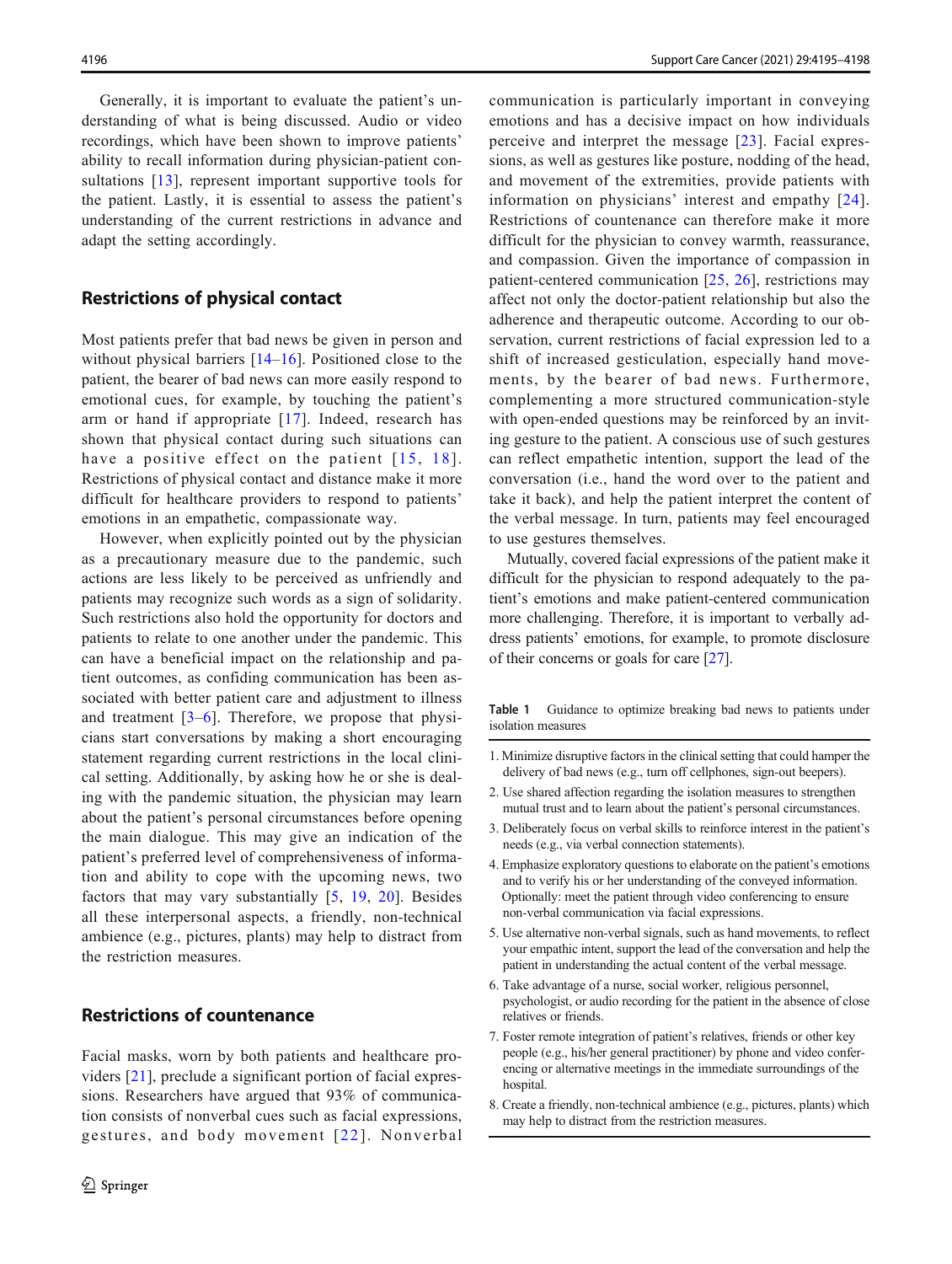Generally, it is important to evaluate the patient's understanding of what is being discussed. Audio or video recordings, which have been shown to improve patients' ability to recall information during physician-patient consultations [13], represent important supportive tools for the patient. Lastly, it is essential to assess the patient's understanding of the current restrictions in advance and adapt the setting accordingly.

## Restrictions of physical contact

Most patients prefer that bad news be given in person and without physical barriers [14–16]. Positioned close to the patient, the bearer of bad news can more easily respond to emotional cues, for example, by touching the patient's arm or hand if appropriate [17]. Indeed, research has shown that physical contact during such situations can have a positive effect on the patient [15, 18]. Restrictions of physical contact and distance make it more difficult for healthcare providers to respond to patients' emotions in an empathetic, compassionate way.

However, when explicitly pointed out by the physician as a precautionary measure due to the pandemic, such actions are less likely to be perceived as unfriendly and patients may recognize such words as a sign of solidarity. Such restrictions also hold the opportunity for doctors and patients to relate to one another under the pandemic. This can have a beneficial impact on the relationship and patient outcomes, as confiding communication has been associated with better patient care and adjustment to illness and treatment [3–6]. Therefore, we propose that physicians start conversations by making a short encouraging statement regarding current restrictions in the local clinical setting. Additionally, by asking how he or she is dealing with the pandemic situation, the physician may learn about the patient's personal circumstances before opening the main dialogue. This may give an indication of the patient's preferred level of comprehensiveness of information and ability to cope with the upcoming news, two factors that may vary substantially [5, 19, 20]. Besides all these interpersonal aspects, a friendly, non-technical ambience (e.g., pictures, plants) may help to distract from the restriction measures.

## Restrictions of countenance

Facial masks, worn by both patients and healthcare providers [21], preclude a significant portion of facial expressions. Researchers have argued that 93% of communication consists of nonverbal cues such as facial expressions, gestures, and body movement [22]. Nonverbal communication is particularly important in conveying emotions and has a decisive impact on how individuals perceive and interpret the message [23]. Facial expressions, as well as gestures like posture, nodding of the head, and movement of the extremities, provide patients with information on physicians' interest and empathy [24]. Restrictions of countenance can therefore make it more difficult for the physician to convey warmth, reassurance, and compassion. Given the importance of compassion in patient-centered communication [25, 26], restrictions may affect not only the doctor-patient relationship but also the adherence and therapeutic outcome. According to our observation, current restrictions of facial expression led to a shift of increased gesticulation, especially hand movements, by the bearer of bad news. Furthermore, complementing a more structured communication-style with open-ended questions may be reinforced by an inviting gesture to the patient. A conscious use of such gestures can reflect empathetic intention, support the lead of the conversation (i.e., hand the word over to the patient and take it back), and help the patient interpret the content of the verbal message. In turn, patients may feel encouraged to use gestures themselves.

Mutually, covered facial expressions of the patient make it difficult for the physician to respond adequately to the patient's emotions and make patient-centered communication more challenging. Therefore, it is important to verbally address patients' emotions, for example, to promote disclosure of their concerns or goals for care [27].

**Table 1** Guidance to optimize breaking bad news to patients under isolation measures

1. Minimize disruptive factors in the clinical setting that could hamper the delivery of bad news (e.g., turn off cellphones, sign-out beepers).
2. Use shared affection regarding the isolation measures to strengthen mutual trust and to learn about the patient's personal circumstances.
3. Deliberately focus on verbal skills to reinforce interest in the patient's needs (e.g., via verbal connection statements).
4. Emphasize exploratory questions to elaborate on the patient's emotions and to verify his or her understanding of the conveyed information. Optionally: meet the patient through video conferencing to ensure non-verbal communication via facial expressions.
5. Use alternative non-verbal signals, such as hand movements, to reflect your empathic intent, support the lead of the conversation and help the patient in understanding the actual content of the verbal message.
6. Take advantage of a nurse, social worker, religious personnel, psychologist, or audio recording for the patient in the absence of close relatives or friends.
7. Foster remote integration of patient's relatives, friends or other key people (e.g., his/her general practitioner) by phone and video conferencing or alternative meetings in the immediate surroundings of the hospital.
8. Create a friendly, non-technical ambience (e.g., pictures, plants) which may help to distract from the restriction measures.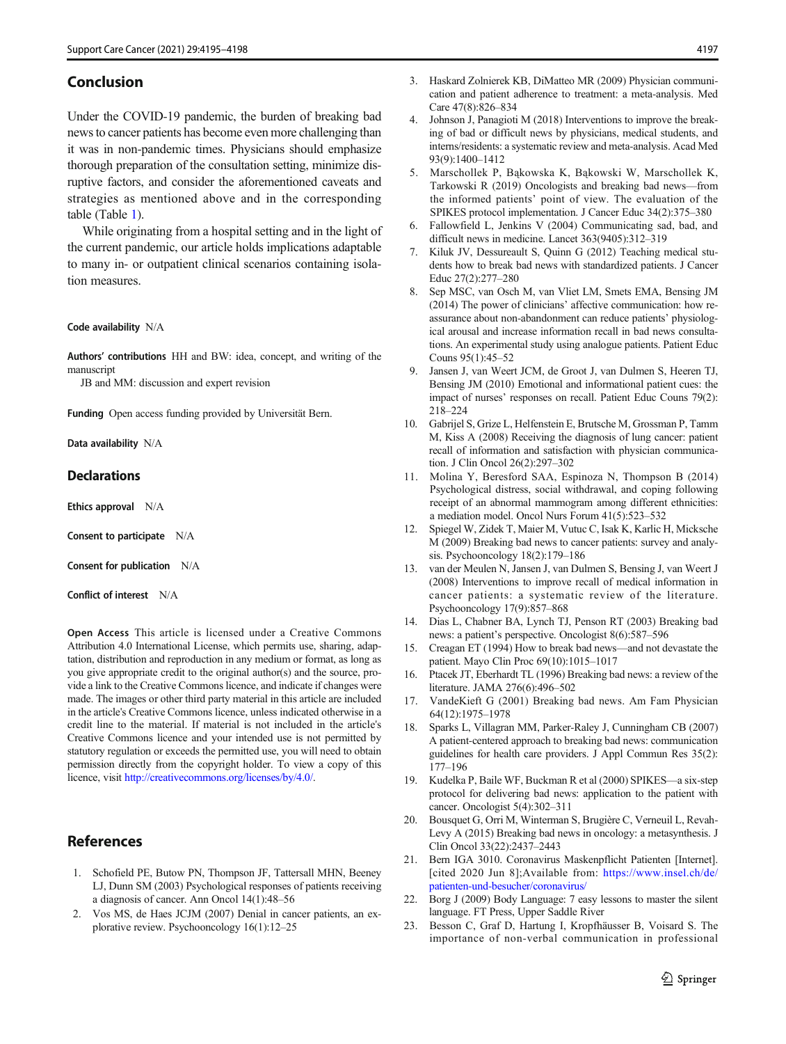## Conclusion

Under the COVID-19 pandemic, the burden of breaking bad news to cancer patients has become even more challenging than it was in non-pandemic times. Physicians should emphasize thorough preparation of the consultation setting, minimize disruptive factors, and consider the aforementioned caveats and strategies as mentioned above and in the corresponding table (Table 1).

While originating from a hospital setting and in the light of the current pandemic, our article holds implications adaptable to many in- or outpatient clinical scenarios containing isolation measures.

**Code availability** N/A

**Authors' contributions** HH and BW: idea, concept, and writing of the manuscript

JB and MM: discussion and expert revision

**Funding** Open access funding provided by Universität Bern.

**Data availability** N/A

## Declarations

**Ethics approval** N/A

**Consent to participate** N/A

**Consent for publication** N/A

**Conflict of interest** N/A

**Open Access** This article is licensed under a Creative Commons Attribution 4.0 International License, which permits use, sharing, adaptation, distribution and reproduction in any medium or format, as long as you give appropriate credit to the original author(s) and the source, provide a link to the Creative Commons licence, and indicate if changes were made. The images or other third party material in this article are included in the article's Creative Commons licence, unless indicated otherwise in a credit line to the material. If material is not included in the article's Creative Commons licence and your intended use is not permitted by statutory regulation or exceeds the permitted use, you will need to obtain permission directly from the copyright holder. To view a copy of this licence, visit http://creativecommons.org/licenses/by/4.0/.

## References

1. Schofield PE, Butow PN, Thompson JF, Tattersall MHN, Beeney LJ, Dunn SM (2003) Psychological responses of patients receiving a diagnosis of cancer. Ann Oncol 14(1):48–56
2. Vos MS, de Haes JCJM (2007) Denial in cancer patients, an explorative review. Psychooncology 16(1):12–25
3. Haskard Zolnierek KB, DiMatteo MR (2009) Physician communication and patient adherence to treatment: a meta-analysis. Med Care 47(8):826–834
4. Johnson J, Panagioti M (2018) Interventions to improve the breaking of bad or difficult news by physicians, medical students, and interns/residents: a systematic review and meta-analysis. Acad Med 93(9):1400–1412
5. Marschollek P, Bąkowska K, Bąkowski W, Marschollek K, Tarkowski R (2019) Oncologists and breaking bad news—from the informed patients' point of view. The evaluation of the SPIKES protocol implementation. J Cancer Educ 34(2):375–380
6. Fallowfield L, Jenkins V (2004) Communicating sad, bad, and difficult news in medicine. Lancet 363(9405):312–319
7. Kiluk JV, Dessureault S, Quinn G (2012) Teaching medical students how to break bad news with standardized patients. J Cancer Educ 27(2):277–280
8. Sep MSC, van Osch M, van Vliet LM, Smets EMA, Bensing JM (2014) The power of clinicians' affective communication: how reassurance about non-abandonment can reduce patients' physiological arousal and increase information recall in bad news consultations. An experimental study using analogue patients. Patient Educ Couns 95(1):45–52
9. Jansen J, van Weert JCM, de Groot J, van Dulmen S, Heeren TJ, Bensing JM (2010) Emotional and informational patient cues: the impact of nurses' responses on recall. Patient Educ Couns 79(2): 218–224
10. Gabrijel S, Grize L, Helfenstein E, Brutsche M, Grossman P, Tamm M, Kiss A (2008) Receiving the diagnosis of lung cancer: patient recall of information and satisfaction with physician communication. J Clin Oncol 26(2):297–302
11. Molina Y, Beresford SAA, Espinoza N, Thompson B (2014) Psychological distress, social withdrawal, and coping following receipt of an abnormal mammogram among different ethnicities: a mediation model. Oncol Nurs Forum 41(5):523–532
12. Spiegel W, Zidek T, Maier M, Vutuc C, Isak K, Karlic H, Micksche M (2009) Breaking bad news to cancer patients: survey and analysis. Psychooncology 18(2):179–186
13. van der Meulen N, Jansen J, van Dulmen S, Bensing J, van Weert J (2008) Interventions to improve recall of medical information in cancer patients: a systematic review of the literature. Psychooncology 17(9):857–868
14. Dias L, Chabner BA, Lynch TJ, Penson RT (2003) Breaking bad news: a patient's perspective. Oncologist 8(6):587–596
15. Creagan ET (1994) How to break bad news—and not devastate the patient. Mayo Clin Proc 69(10):1015–1017
16. Ptacek JT, Eberhardt TL (1996) Breaking bad news: a review of the literature. JAMA 276(6):496–502
17. VandeKieft G (2001) Breaking bad news. Am Fam Physician 64(12):1975–1978
18. Sparks L, Villagran MM, Parker-Raley J, Cunningham CB (2007) A patient-centered approach to breaking bad news: communication guidelines for health care providers. J Appl Commun Res 35(2): 177–196
19. Kudelka P, Baile WF, Buckman R et al (2000) SPIKES—a six-step protocol for delivering bad news: application to the patient with cancer. Oncologist 5(4):302–311
20. Bousquet G, Orri M, Winterman S, Brugière C, Verneuil L, Revah-Levy A (2015) Breaking bad news in oncology: a metasynthesis. J Clin Oncol 33(22):2437–2443
21. Bern IGA 3010. Coronavirus Maskenpflicht Patienten [Internet]. [cited 2020 Jun 8];Available from: https://www.insel.ch/de/patienten-und-besucher/coronavirus/
22. Borg J (2009) Body Language: 7 easy lessons to master the silent language. FT Press, Upper Saddle River
23. Besson C, Graf D, Hartung I, Kropfhäusser B, Voisard S. The importance of non-verbal communication in professional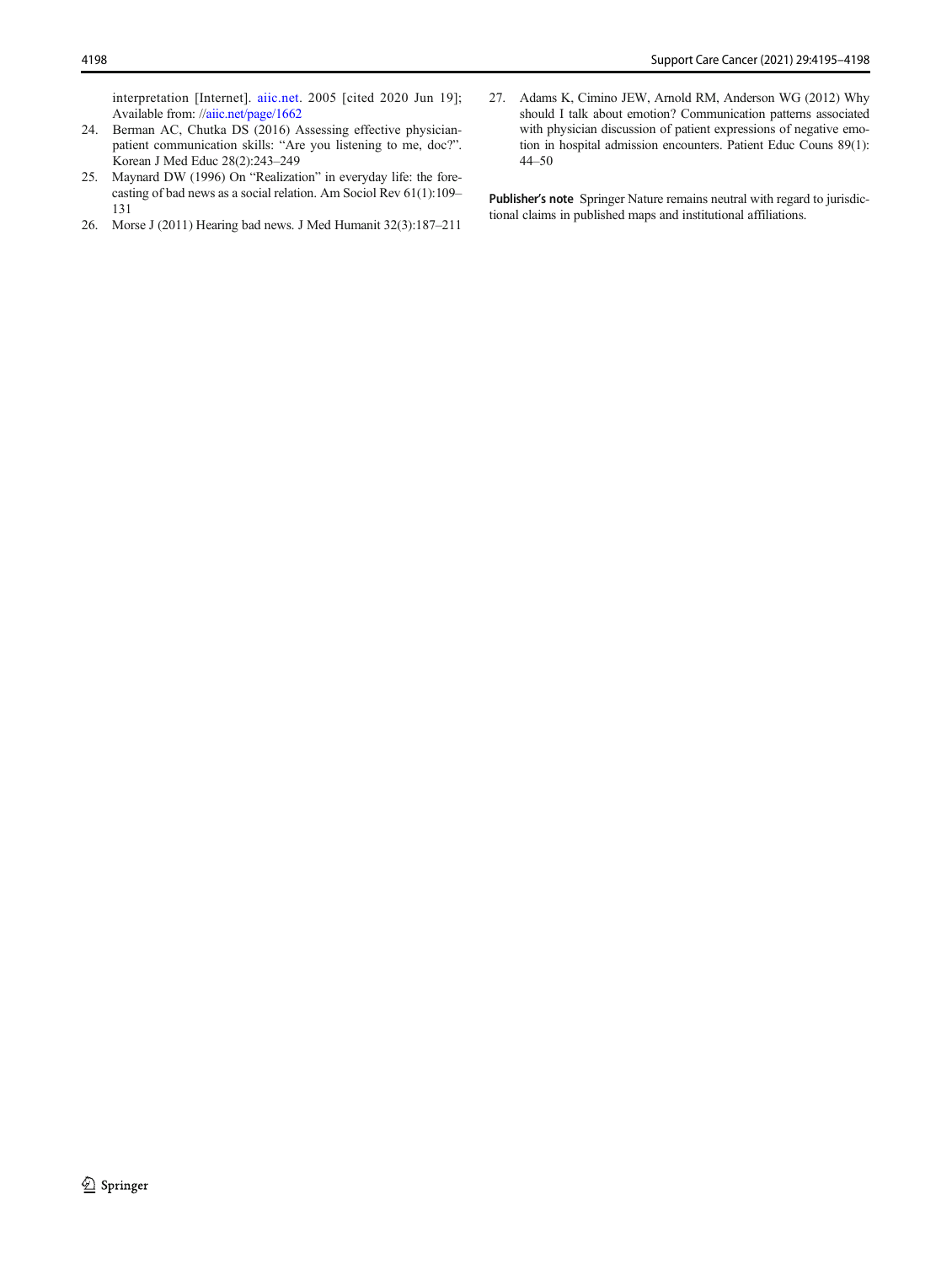interpretation [Internet]. aiic.net. 2005 [cited 2020 Jun 19]; Available from: //aiic.net/page/1662

24. Berman AC, Chutka DS (2016) Assessing effective physician-patient communication skills: "Are you listening to me, doc?". Korean J Med Educ 28(2):243–249
25. Maynard DW (1996) On "Realization" in everyday life: the forecasting of bad news as a social relation. Am Sociol Rev 61(1):109–131
26. Morse J (2011) Hearing bad news. J Med Humanit 32(3):187–211
27. Adams K, Cimino JEW, Arnold RM, Anderson WG (2012) Why should I talk about emotion? Communication patterns associated with physician discussion of patient expressions of negative emotion in hospital admission encounters. Patient Educ Couns 89(1):44–50

**Publisher's note** Springer Nature remains neutral with regard to jurisdictional claims in published maps and institutional affiliations.